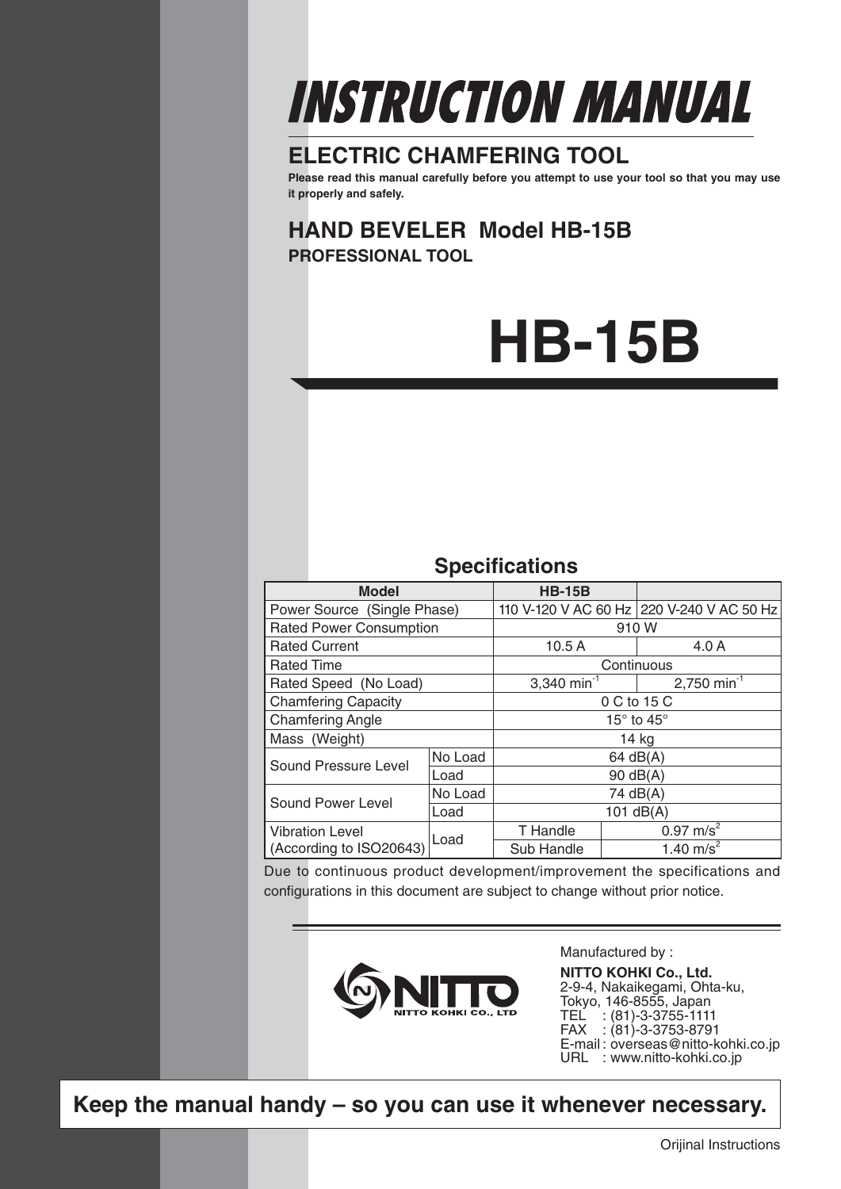# INSTRUCTION MANUAL

## ELECTRIC CHAMFERING TOOL

**Please read this manual carefully before you attempt to use your tool so that you may use it properly and safely.**

## HAND BEVELER Model HB-15B

**PROFESSIONAL TOOL**

# HB-15B

## Specifications

| Model | | HB-15B | | |
|---|---|---|---|---|
| Power Source (Single Phase) | | 110 V-120 V AC 60 Hz | | 220 V-240 V AC 50 Hz |
| Rated Power Consumption | | 910 W | | |
| Rated Current | | 10.5 A | | 4.0 A |
| Rated Time | | Continuous | | |
| Rated Speed (No Load) | | 3,340 $min^{-1}$ | | 2,750 $min^{-1}$ |
| Chamfering Capacity | | 0 C to 15 C | | |
| Chamfering Angle | | 15° to 45° | | |
| Mass (Weight) | | 14 kg | | |
| Sound Pressure Level | No Load | 64 dB(A) | | |
| | Load | 90 dB(A) | | |
| Sound Power Level | No Load | 74 dB(A) | | |
| | Load | 101 dB(A) | | |
| Vibration Level (According to ISO20643) | Load | T Handle | 0.97 $m/s^2$ | |
| | | Sub Handle | 1.40 $m/s^2$ | |

Due to continuous product development/improvement the specifications and configurations in this document are subject to change without prior notice.

NITTO KOHKI CO., LTD

Manufactured by :

**NITTO KOHKI Co., Ltd.**
2-9-4, Nakaikegami, Ohta-ku,
Tokyo, 146-8555, Japan
TEL : (81)-3-3755-1111
FAX : (81)-3-3753-8791
E-mail : overseas@nitto-kohki.co.jp
URL : www.nitto-kohki.co.jp

**Keep the manual handy – so you can use it whenever necessary.**

Orijinal Instructions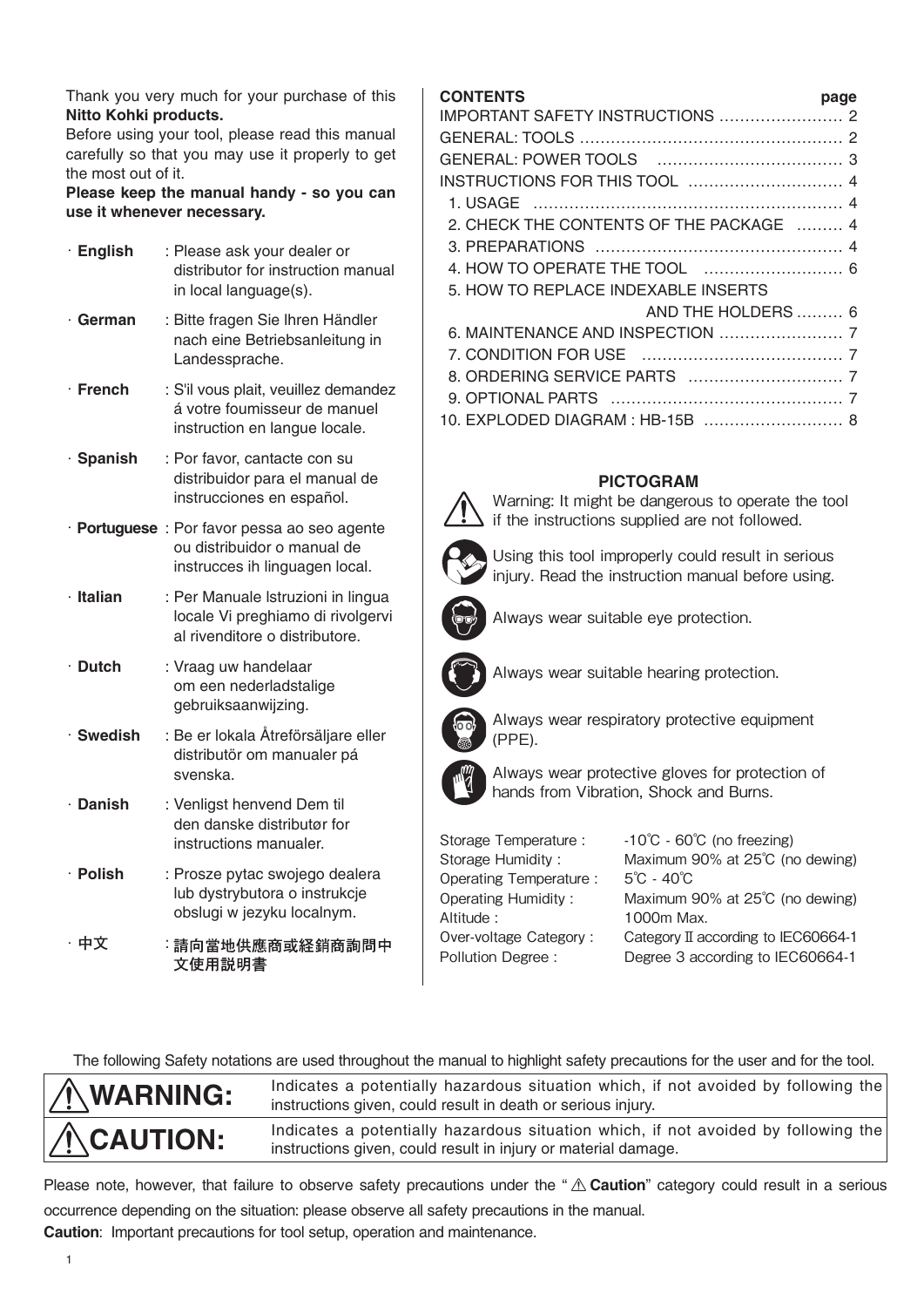Thank you very much for your purchase of this **Nitto Kohki products.**
Before using your tool, please read this manual carefully so that you may use it properly to get the most out of it.
**Please keep the manual handy - so you can use it whenever necessary.**

- **English** : Please ask your dealer or distributor for instruction manual in local language(s).
- **German** : Bitte fragen Sie Ihren Händler nach eine Betriebsanleitung in Landessprache.
- **French** : S'il vous plait, veuillez demandez á votre foumisseur de manuel instruction en langue locale.
- **Spanish** : Por favor, cantacte con su distribuidor para el manual de instrucciones en español.
- **Portuguese** : Por favor pessa ao seo agente ou distribuidor o manual de instrucces ih linguagen local.
- **Italian** : Per Manuale lstruzioni in lingua locale Vi preghiamo di rivolgervi al rivenditore o distributore.
- **Dutch** : Vraag uw handelaar om een nederladstalige gebruiksaanwijzing.
- **Swedish** : Be er lokala Åtreförsäljare eller distributör om manualer pá svenska.
- **Danish** : Venligst henvend Dem til den danske distributør for instructions manualer.
- **Polish** : Prosze pytac swojego dealera lub dystrybutora o instrukcje obslugi w jezyku localnym.
- **中文** : 請向當地供應商或経銷商詢問中文使用説明書

| **CONTENTS** | **page** |
|---|---|
| IMPORTANT SAFETY INSTRUCTIONS | 2 |
| GENERAL: TOOLS | 2 |
| GENERAL: POWER TOOLS | 3 |
| INSTRUCTIONS FOR THIS TOOL | 4 |
| 1. USAGE | 4 |
| 2. CHECK THE CONTENTS OF THE PACKAGE | 4 |
| 3. PREPARATIONS | 4 |
| 4. HOW TO OPERATE THE TOOL | 6 |
| 5. HOW TO REPLACE INDEXABLE INSERTS AND THE HOLDERS | 6 |
| 6. MAINTENANCE AND INSPECTION | 7 |
| 7. CONDITION FOR USE | 7 |
| 8. ORDERING SERVICE PARTS | 7 |
| 9. OPTIONAL PARTS | 7 |
| 10. EXPLODED DIAGRAM : HB-15B | 8 |

**PICTOGRAM**

Warning: It might be dangerous to operate the tool if the instructions supplied are not followed.

Using this tool improperly could result in serious injury. Read the instruction manual before using.

Always wear suitable eye protection.

Always wear suitable hearing protection.

Always wear respiratory protective equipment (PPE).

Always wear protective gloves for protection of hands from Vibration, Shock and Burns.

| | |
|---|---|
| Storage Temperature : | -10℃ - 60℃ (no freezing) |
| Storage Humidity : | Maximum 90% at 25℃ (no dewing) |
| Operating Temperature : | 5℃ - 40℃ |
| Operating Humidity : | Maximum 90% at 25℃ (no dewing) |
| Altitude : | 1000m Max. |
| Over-voltage Category : | Category II according to IEC60664-1 |
| Pollution Degree : | Degree 3 according to IEC60664-1 |

The following Safety notations are used throughout the manual to highlight safety precautions for the user and for the tool.

| | |
|---|---|
| ⚠ **WARNING:** | Indicates a potentially hazardous situation which, if not avoided by following the instructions given, could result in death or serious injury. |
| ⚠ **CAUTION:** | Indicates a potentially hazardous situation which, if not avoided by following the instructions given, could result in injury or material damage. |

Please note, however, that failure to observe safety precautions under the "⚠ **Caution**" category could result in a serious occurrence depending on the situation: please observe all safety precautions in the manual.

**Caution**: Important precautions for tool setup, operation and maintenance.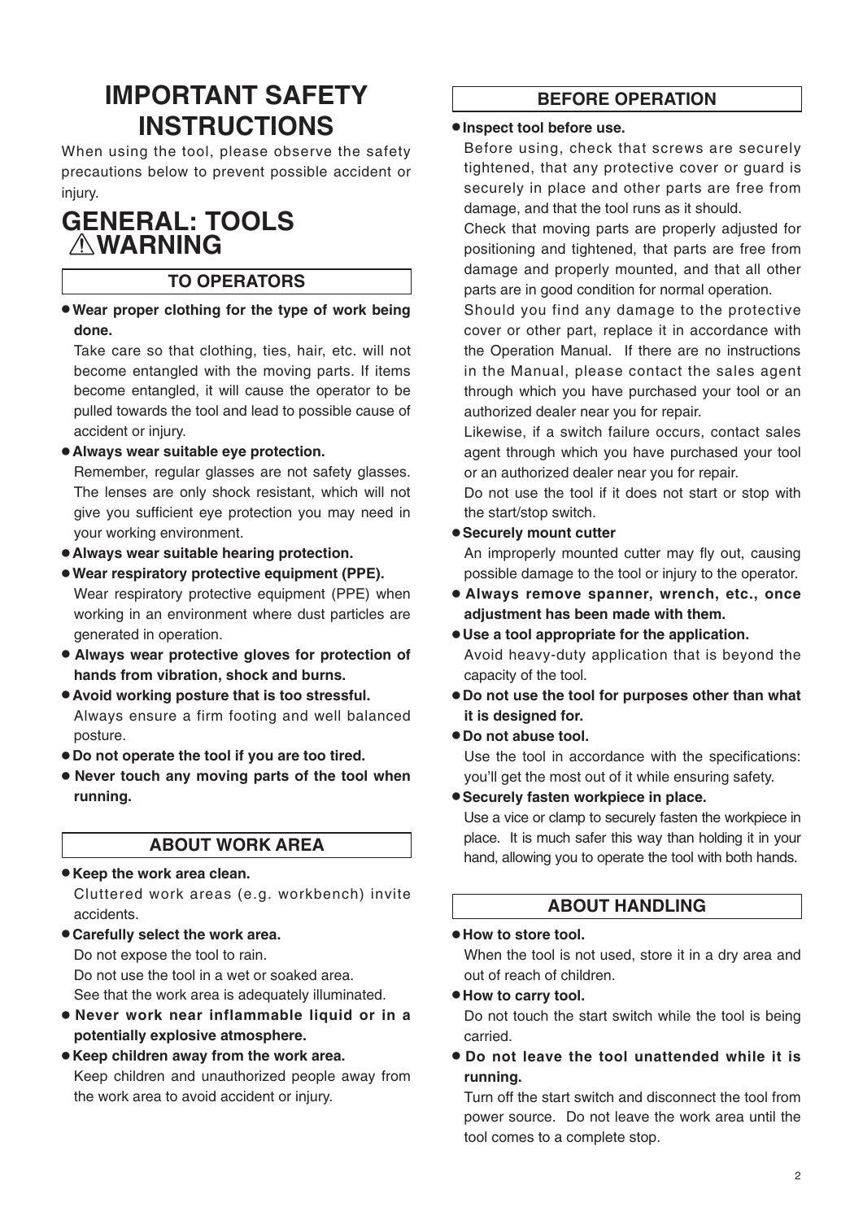# IMPORTANT SAFETY INSTRUCTIONS

When using the tool, please observe the safety precautions below to prevent possible accident or injury.

# GENERAL: TOOLS ⚠WARNING

## TO OPERATORS

- **Wear proper clothing for the type of work being done.**
  Take care so that clothing, ties, hair, etc. will not become entangled with the moving parts. If items become entangled, it will cause the operator to be pulled towards the tool and lead to possible cause of accident or injury.
- **Always wear suitable eye protection.**
  Remember, regular glasses are not safety glasses. The lenses are only shock resistant, which will not give you sufficient eye protection you may need in your working environment.
- **Always wear suitable hearing protection.**
- **Wear respiratory protective equipment (PPE).**
  Wear respiratory protective equipment (PPE) when working in an environment where dust particles are generated in operation.
- **Always wear protective gloves for protection of hands from vibration, shock and burns.**
- **Avoid working posture that is too stressful.**
  Always ensure a firm footing and well balanced posture.
- **Do not operate the tool if you are too tired.**
- **Never touch any moving parts of the tool when running.**

## ABOUT WORK AREA

- **Keep the work area clean.**
  Cluttered work areas (e.g. workbench) invite accidents.
- **Carefully select the work area.**
  Do not expose the tool to rain.
  Do not use the tool in a wet or soaked area.
  See that the work area is adequately illuminated.
- **Never work near inflammable liquid or in a potentially explosive atmosphere.**
- **Keep children away from the work area.**
  Keep children and unauthorized people away from the work area to avoid accident or injury.

## BEFORE OPERATION

- **Inspect tool before use.**
  Before using, check that screws are securely tightened, that any protective cover or guard is securely in place and other parts are free from damage, and that the tool runs as it should.
  Check that moving parts are properly adjusted for positioning and tightened, that parts are free from damage and properly mounted, and that all other parts are in good condition for normal operation.
  Should you find any damage to the protective cover or other part, replace it in accordance with the Operation Manual. If there are no instructions in the Manual, please contact the sales agent through which you have purchased your tool or an authorized dealer near you for repair.
  Likewise, if a switch failure occurs, contact sales agent through which you have purchased your tool or an authorized dealer near you for repair.
  Do not use the tool if it does not start or stop with the start/stop switch.
- **Securely mount cutter**
  An improperly mounted cutter may fly out, causing possible damage to the tool or injury to the operator.
- **Always remove spanner, wrench, etc., once adjustment has been made with them.**
- **Use a tool appropriate for the application.**
  Avoid heavy-duty application that is beyond the capacity of the tool.
- **Do not use the tool for purposes other than what it is designed for.**
- **Do not abuse tool.**
  Use the tool in accordance with the specifications: you'll get the most out of it while ensuring safety.
- **Securely fasten workpiece in place.**
  Use a vice or clamp to securely fasten the workpiece in place. It is much safer this way than holding it in your hand, allowing you to operate the tool with both hands.

## ABOUT HANDLING

- **How to store tool.**
  When the tool is not used, store it in a dry area and out of reach of children.
- **How to carry tool.**
  Do not touch the start switch while the tool is being carried.
- **Do not leave the tool unattended while it is running.**
  Turn off the start switch and disconnect the tool from power source. Do not leave the work area until the tool comes to a complete stop.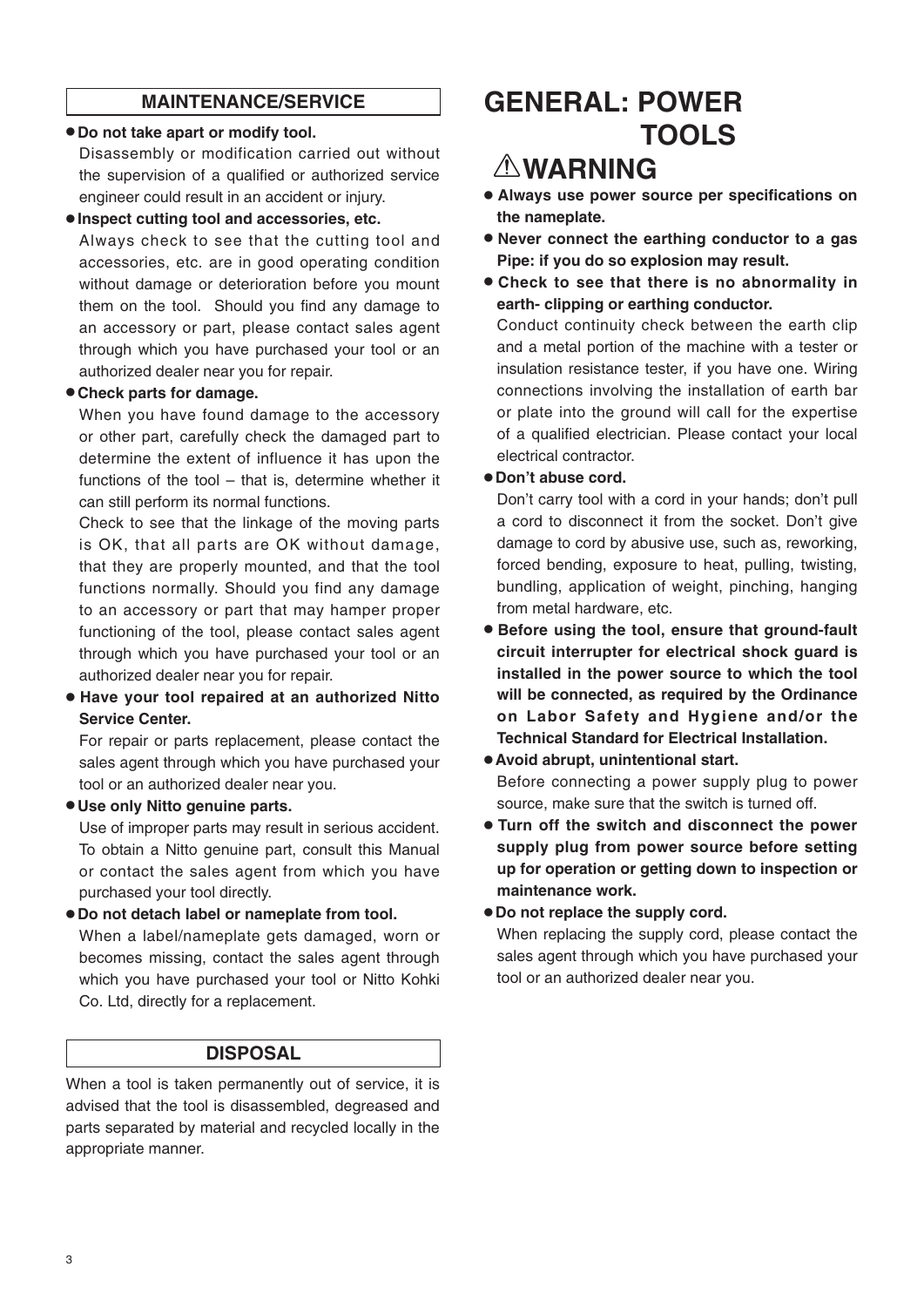## MAINTENANCE/SERVICE

- **Do not take apart or modify tool.**
  Disassembly or modification carried out without the supervision of a qualified or authorized service engineer could result in an accident or injury.
- **Inspect cutting tool and accessories, etc.**
  Always check to see that the cutting tool and accessories, etc. are in good operating condition without damage or deterioration before you mount them on the tool. Should you find any damage to an accessory or part, please contact sales agent through which you have purchased your tool or an authorized dealer near you for repair.
- **Check parts for damage.**
  When you have found damage to the accessory or other part, carefully check the damaged part to determine the extent of influence it has upon the functions of the tool – that is, determine whether it can still perform its normal functions.
  Check to see that the linkage of the moving parts is OK, that all parts are OK without damage, that they are properly mounted, and that the tool functions normally. Should you find any damage to an accessory or part that may hamper proper functioning of the tool, please contact sales agent through which you have purchased your tool or an authorized dealer near you for repair.
- **Have your tool repaired at an authorized Nitto Service Center.**
  For repair or parts replacement, please contact the sales agent through which you have purchased your tool or an authorized dealer near you.
- **Use only Nitto genuine parts.**
  Use of improper parts may result in serious accident. To obtain a Nitto genuine part, consult this Manual or contact the sales agent from which you have purchased your tool directly.
- **Do not detach label or nameplate from tool.**
  When a label/nameplate gets damaged, worn or becomes missing, contact the sales agent through which you have purchased your tool or Nitto Kohki Co. Ltd, directly for a replacement.

## DISPOSAL

When a tool is taken permanently out of service, it is advised that the tool is disassembled, degreased and parts separated by material and recycled locally in the appropriate manner.

# GENERAL: POWER TOOLS

## ⚠WARNING

- **Always use power source per specifications on the nameplate.**
- **Never connect the earthing conductor to a gas Pipe: if you do so explosion may result.**
- **Check to see that there is no abnormality in earth- clipping or earthing conductor.**
  Conduct continuity check between the earth clip and a metal portion of the machine with a tester or insulation resistance tester, if you have one. Wiring connections involving the installation of earth bar or plate into the ground will call for the expertise of a qualified electrician. Please contact your local electrical contractor.
- **Don't abuse cord.**
  Don't carry tool with a cord in your hands; don't pull a cord to disconnect it from the socket. Don't give damage to cord by abusive use, such as, reworking, forced bending, exposure to heat, pulling, twisting, bundling, application of weight, pinching, hanging from metal hardware, etc.
- **Before using the tool, ensure that ground-fault circuit interrupter for electrical shock guard is installed in the power source to which the tool will be connected, as required by the Ordinance on Labor Safety and Hygiene and/or the Technical Standard for Electrical Installation.**
- **Avoid abrupt, unintentional start.**
  Before connecting a power supply plug to power source, make sure that the switch is turned off.
- **Turn off the switch and disconnect the power supply plug from power source before setting up for operation or getting down to inspection or maintenance work.**
- **Do not replace the supply cord.**
  When replacing the supply cord, please contact the sales agent through which you have purchased your tool or an authorized dealer near you.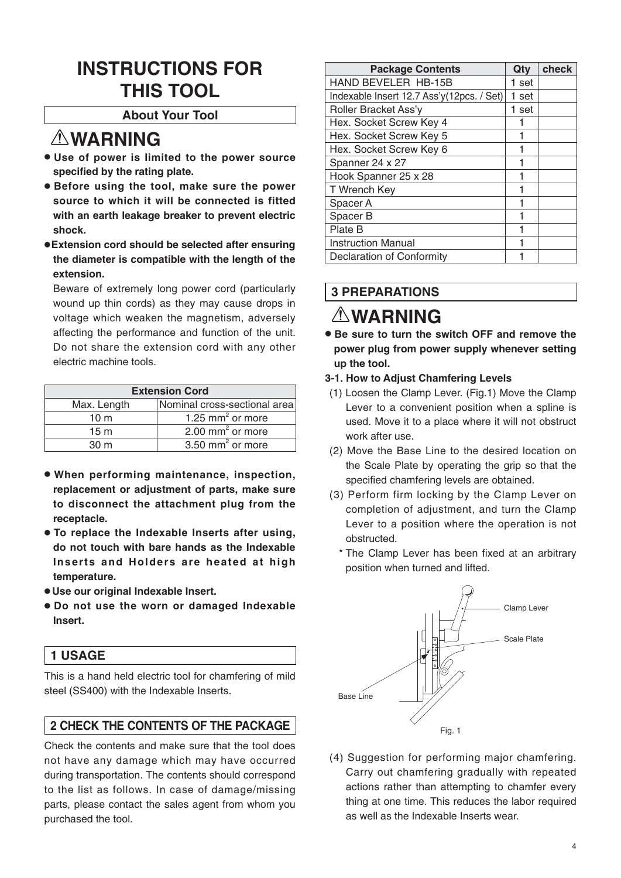# INSTRUCTIONS FOR THIS TOOL

## About Your Tool

## ⚠WARNING

- **Use of power is limited to the power source specified by the rating plate.**
- **Before using the tool, make sure the power source to which it will be connected is fitted with an earth leakage breaker to prevent electric shock.**
- **Extension cord should be selected after ensuring the diameter is compatible with the length of the extension.**

  Beware of extremely long power cord (particularly wound up thin cords) as they may cause drops in voltage which weaken the magnetism, adversely affecting the performance and function of the unit. Do not share the extension cord with any other electric machine tools.

| Extension Cord | |
|---|---|
| Max. Length | Nominal cross-sectional area |
| 10 m | 1.25 $mm^2$ or more |
| 15 m | 2.00 $mm^2$ or more |
| 30 m | 3.50 $mm^2$ or more |

- **When performing maintenance, inspection, replacement or adjustment of parts, make sure to disconnect the attachment plug from the receptacle.**
- **To replace the Indexable Inserts after using, do not touch with bare hands as the Indexable Inserts and Holders are heated at high temperature.**
- **Use our original Indexable Insert.**
- **Do not use the worn or damaged Indexable Insert.**

## 1 USAGE

This is a hand held electric tool for chamfering of mild steel (SS400) with the Indexable Inserts.

## 2 CHECK THE CONTENTS OF THE PACKAGE

Check the contents and make sure that the tool does not have any damage which may have occurred during transportation. The contents should correspond to the list as follows. In case of damage/missing parts, please contact the sales agent from whom you purchased the tool.

| Package Contents | Qty | check |
|---|---|---|
| HAND BEVELER HB-15B | 1 set | |
| Indexable Insert 12.7 Ass'y(12pcs. / Set) | 1 set | |
| Roller Bracket Ass'y | 1 set | |
| Hex. Socket Screw Key 4 | 1 | |
| Hex. Socket Screw Key 5 | 1 | |
| Hex. Socket Screw Key 6 | 1 | |
| Spanner 24 x 27 | 1 | |
| Hook Spanner 25 x 28 | 1 | |
| T Wrench Key | 1 | |
| Spacer A | 1 | |
| Spacer B | 1 | |
| Plate B | 1 | |
| Instruction Manual | 1 | |
| Declaration of Conformity | 1 | |

## 3 PREPARATIONS

## ⚠WARNING

- **Be sure to turn the switch OFF and remove the power plug from power supply whenever setting up the tool.**

**3-1. How to Adjust Chamfering Levels**

(1) Loosen the Clamp Lever. (Fig.1) Move the Clamp Lever to a convenient position when a spline is used. Move it to a place where it will not obstruct work after use.

(2) Move the Base Line to the desired location on the Scale Plate by operating the grip so that the specified chamfering levels are obtained.

(3) Perform firm locking by the Clamp Lever on completion of adjustment, and turn the Clamp Lever to a position where the operation is not obstructed.

\* The Clamp Lever has been fixed at an arbitrary position when turned and lifted.

Clamp Lever

Scale Plate

Base Line

Fig. 1

(4) Suggestion for performing major chamfering. Carry out chamfering gradually with repeated actions rather than attempting to chamfer every thing at one time. This reduces the labor required as well as the Indexable Inserts wear.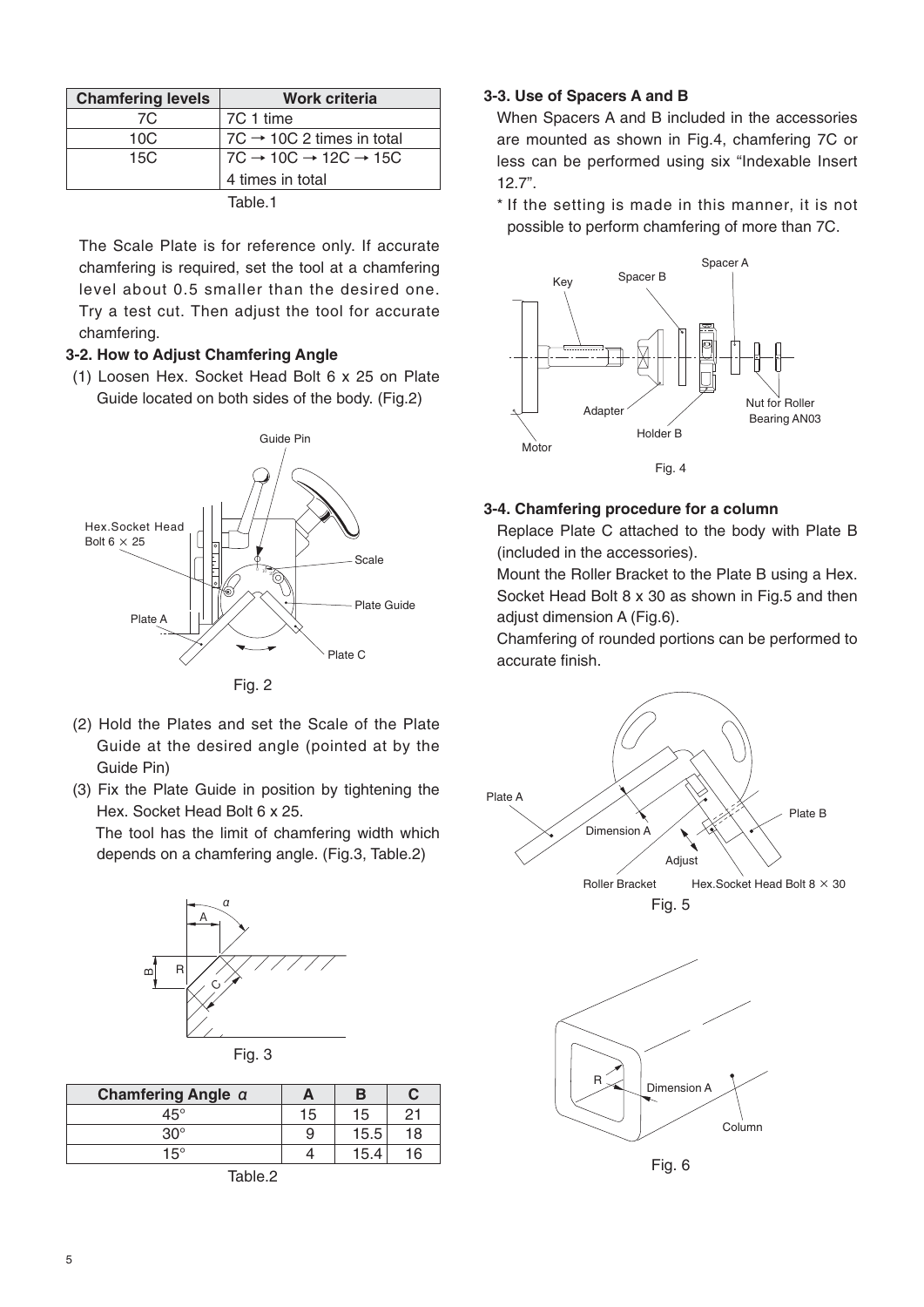| Chamfering levels | Work criteria |
|---|---|
| 7C | 7C 1 time |
| 10C | 7C → 10C 2 times in total |
| 15C | 7C → 10C → 12C → 15C 4 times in total |

Table.1

The Scale Plate is for reference only. If accurate chamfering is required, set the tool at a chamfering level about 0.5 smaller than the desired one. Try a test cut. Then adjust the tool for accurate chamfering.

**3-2. How to Adjust Chamfering Angle**

(1) Loosen Hex. Socket Head Bolt 6 x 25 on Plate Guide located on both sides of the body. (Fig.2)

Fig. 2

(2) Hold the Plates and set the Scale of the Plate Guide at the desired angle (pointed at by the Guide Pin)

(3) Fix the Plate Guide in position by tightening the Hex. Socket Head Bolt 6 x 25.
The tool has the limit of chamfering width which depends on a chamfering angle. (Fig.3, Table.2)

Fig. 3

| Chamfering Angle $\alpha$ | A | B | C |
|---|---|---|---|
| 45° | 15 | 15 | 21 |
| 30° | 9 | 15.5 | 18 |
| 15° | 4 | 15.4 | 16 |

Table.2

**3-3. Use of Spacers A and B**

When Spacers A and B included in the accessories are mounted as shown in Fig.4, chamfering 7C or less can be performed using six "Indexable Insert 12.7".

* If the setting is made in this manner, it is not possible to perform chamfering of more than 7C.

Fig. 4

**3-4. Chamfering procedure for a column**

Replace Plate C attached to the body with Plate B (included in the accessories).

Mount the Roller Bracket to the Plate B using a Hex. Socket Head Bolt 8 x 30 as shown in Fig.5 and then adjust dimension A (Fig.6).

Chamfering of rounded portions can be performed to accurate finish.

Fig. 5

Fig. 6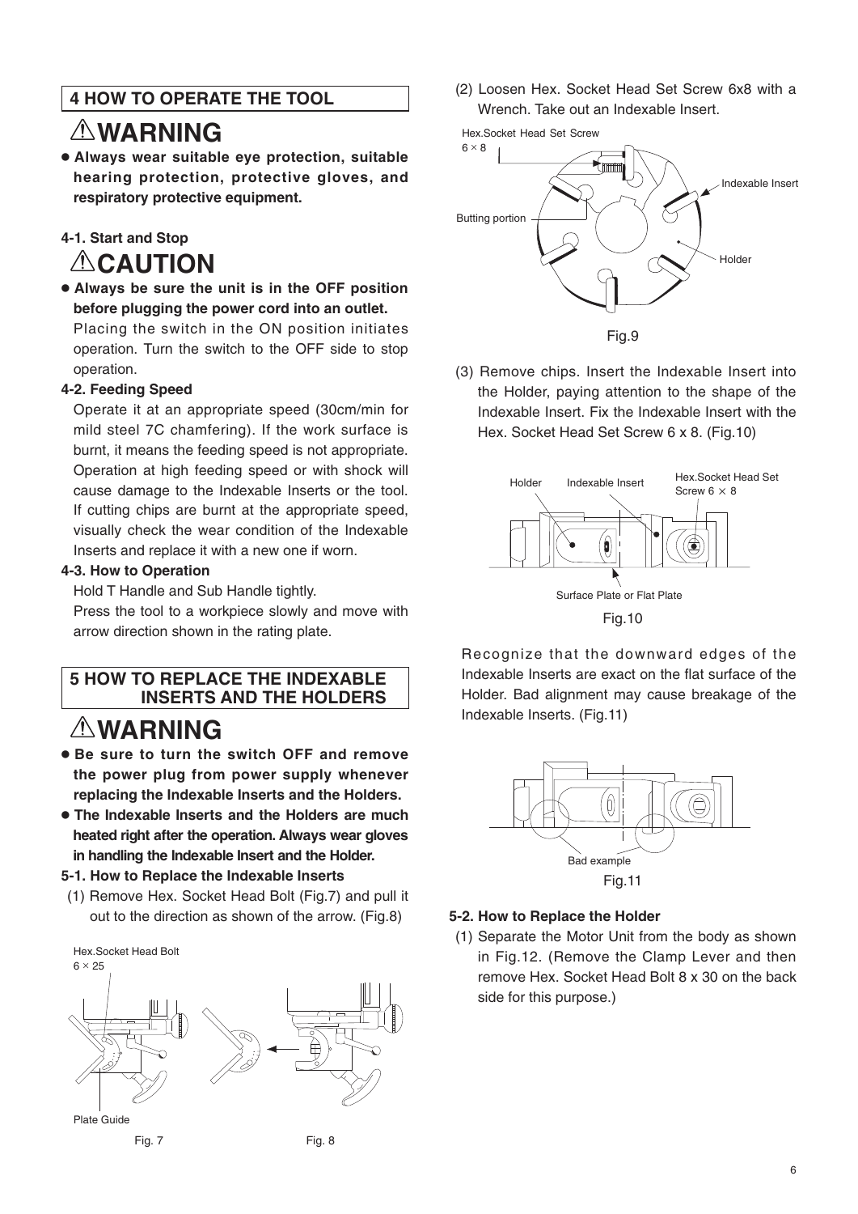## 4 HOW TO OPERATE THE TOOL

### ⚠WARNING

- **Always wear suitable eye protection, suitable hearing protection, protective gloves, and respiratory protective equipment.**

#### 4-1. Start and Stop

### ⚠CAUTION

- **Always be sure the unit is in the OFF position before plugging the power cord into an outlet.**

Placing the switch in the ON position initiates operation. Turn the switch to the OFF side to stop operation.

#### 4-2. Feeding Speed

Operate it at an appropriate speed (30cm/min for mild steel 7C chamfering). If the work surface is burnt, it means the feeding speed is not appropriate. Operation at high feeding speed or with shock will cause damage to the Indexable Inserts or the tool. If cutting chips are burnt at the appropriate speed, visually check the wear condition of the Indexable Inserts and replace it with a new one if worn.

#### 4-3. How to Operation

Hold T Handle and Sub Handle tightly.

Press the tool to a workpiece slowly and move with arrow direction shown in the rating plate.

## 5 HOW TO REPLACE THE INDEXABLE INSERTS AND THE HOLDERS

### ⚠WARNING

- **Be sure to turn the switch OFF and remove the power plug from power supply whenever replacing the Indexable Inserts and the Holders.**
- **The Indexable Inserts and the Holders are much heated right after the operation. Always wear gloves in handling the Indexable Insert and the Holder.**

#### 5-1. How to Replace the Indexable Inserts

(1) Remove Hex. Socket Head Bolt (Fig.7) and pull it out to the direction as shown of the arrow. (Fig.8)

Hex.Socket Head Bolt 6 × 25

Plate Guide

Fig. 7 Fig. 8

(2) Loosen Hex. Socket Head Set Screw 6x8 with a Wrench. Take out an Indexable Insert.

Hex.Socket Head Set Screw 6 × 8

Indexable Insert

Butting portion

Holder

Fig.9

(3) Remove chips. Insert the Indexable Insert into the Holder, paying attention to the shape of the Indexable Insert. Fix the Indexable Insert with the Hex. Socket Head Set Screw 6 x 8. (Fig.10)

Holder Indexable Insert Hex.Socket Head Set Screw 6 × 8

Surface Plate or Flat Plate

Fig.10

Recognize that the downward edges of the Indexable Inserts are exact on the flat surface of the Holder. Bad alignment may cause breakage of the Indexable Inserts. (Fig.11)

Bad example

Fig.11

#### 5-2. How to Replace the Holder

(1) Separate the Motor Unit from the body as shown in Fig.12. (Remove the Clamp Lever and then remove Hex. Socket Head Bolt 8 x 30 on the back side for this purpose.)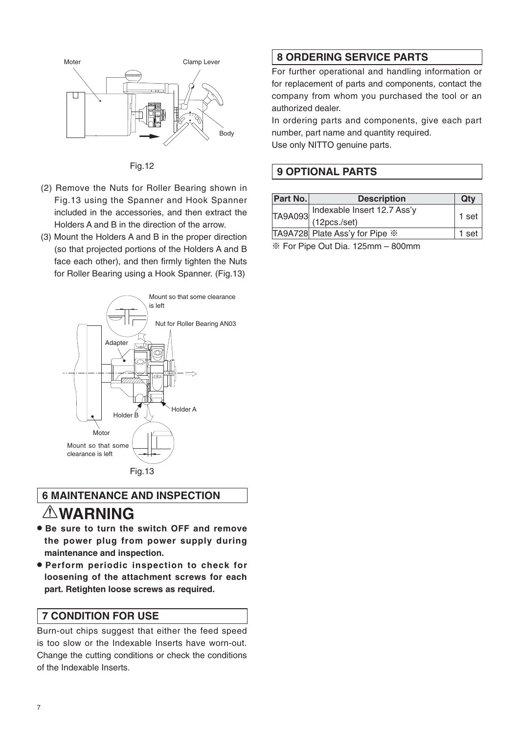Fig.12

(2) Remove the Nuts for Roller Bearing shown in Fig.13 using the Spanner and Hook Spanner included in the accessories, and then extract the Holders A and B in the direction of the arrow.

(3) Mount the Holders A and B in the proper direction (so that projected portions of the Holders A and B face each other), and then firmly tighten the Nuts for Roller Bearing using a Hook Spanner. (Fig.13)

Fig.13

## 6 MAINTENANCE AND INSPECTION

# ⚠WARNING

- **Be sure to turn the switch OFF and remove the power plug from power supply during maintenance and inspection.**
- **Perform periodic inspection to check for loosening of the attachment screws for each part. Retighten loose screws as required.**

## 7 CONDITION FOR USE

Burn-out chips suggest that either the feed speed is too slow or the Indexable Inserts have worn-out. Change the cutting conditions or check the conditions of the Indexable Inserts.

## 8 ORDERING SERVICE PARTS

For further operational and handling information or for replacement of parts and components, contact the company from whom you purchased the tool or an authorized dealer.

In ordering parts and components, give each part number, part name and quantity required.

Use only NITTO genuine parts.

## 9 OPTIONAL PARTS

| Part No. | Description | Qty |
|---|---|---|
| TA9A093 | Indexable Insert 12.7 Ass'y (12pcs./set) | 1 set |
| TA9A728 | Plate Ass'y for Pipe ※ | 1 set |

※ For Pipe Out Dia. 125mm – 800mm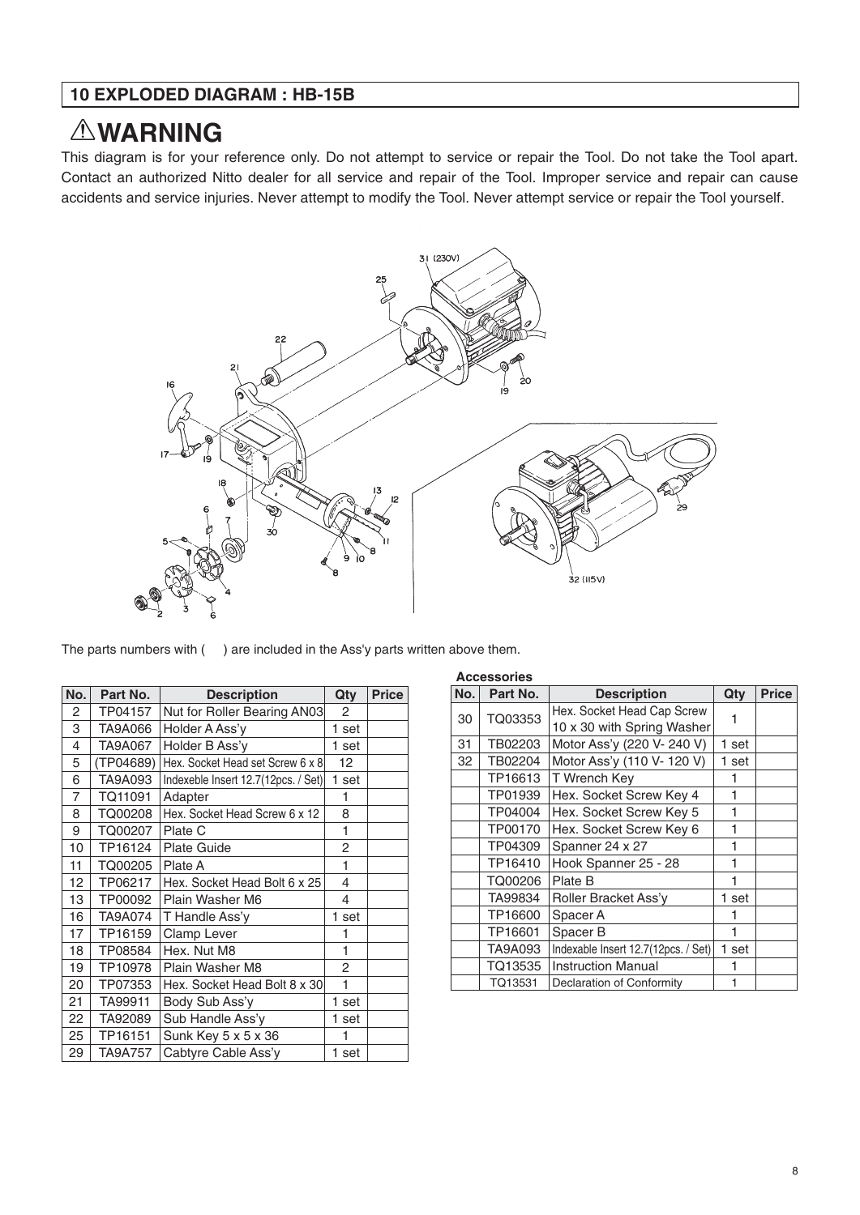## 10 EXPLODED DIAGRAM : HB-15B

# ⚠WARNING

This diagram is for your reference only. Do not attempt to service or repair the Tool. Do not take the Tool apart. Contact an authorized Nitto dealer for all service and repair of the Tool. Improper service and repair can cause accidents and service injuries. Never attempt to modify the Tool. Never attempt service or repair the Tool yourself.

The parts numbers with (    ) are included in the Ass'y parts written above them.

| No. | Part No. | Description | Qty | Price |
|---|---|---|---|---|
| 2 | TP04157 | Nut for Roller Bearing AN03 | 2 | |
| 3 | TA9A066 | Holder A Ass'y | 1 set | |
| 4 | TA9A067 | Holder B Ass'y | 1 set | |
| 5 | (TP04689) | Hex. Socket Head set Screw 6 x 8 | 12 | |
| 6 | TA9A093 | Indexeble Insert 12.7(12pcs. / Set) | 1 set | |
| 7 | TQ11091 | Adapter | 1 | |
| 8 | TQ00208 | Hex. Socket Head Screw 6 x 12 | 8 | |
| 9 | TQ00207 | Plate C | 1 | |
| 10 | TP16124 | Plate Guide | 2 | |
| 11 | TQ00205 | Plate A | 1 | |
| 12 | TP06217 | Hex. Socket Head Bolt 6 x 25 | 4 | |
| 13 | TP00092 | Plain Washer M6 | 4 | |
| 16 | TA9A074 | T Handle Ass'y | 1 set | |
| 17 | TP16159 | Clamp Lever | 1 | |
| 18 | TP08584 | Hex. Nut M8 | 1 | |
| 19 | TP10978 | Plain Washer M8 | 2 | |
| 20 | TP07353 | Hex. Socket Head Bolt 8 x 30 | 1 | |
| 21 | TA99911 | Body Sub Ass'y | 1 set | |
| 22 | TA92089 | Sub Handle Ass'y | 1 set | |
| 25 | TP16151 | Sunk Key 5 x 5 x 36 | 1 | |
| 29 | TA9A757 | Cabtyre Cable Ass'y | 1 set | |

**Accessories**

| No. | Part No. | Description | Qty | Price |
|---|---|---|---|---|
| 30 | TQ03353 | Hex. Socket Head Cap Screw 10 x 30 with Spring Washer | 1 | |
| 31 | TB02203 | Motor Ass'y (220 V- 240 V) | 1 set | |
| 32 | TB02204 | Motor Ass'y (110 V- 120 V) | 1 set | |
| | TP16613 | T Wrench Key | 1 | |
| | TP01939 | Hex. Socket Screw Key 4 | 1 | |
| | TP04004 | Hex. Socket Screw Key 5 | 1 | |
| | TP00170 | Hex. Socket Screw Key 6 | 1 | |
| | TP04309 | Spanner 24 x 27 | 1 | |
| | TP16410 | Hook Spanner 25 - 28 | 1 | |
| | TQ00206 | Plate B | 1 | |
| | TA99834 | Roller Bracket Ass'y | 1 set | |
| | TP16600 | Spacer A | 1 | |
| | TP16601 | Spacer B | 1 | |
| | TA9A093 | Indexable Insert 12.7(12pcs. / Set) | 1 set | |
| | TQ13535 | Instruction Manual | 1 | |
| | TQ13531 | Declaration of Conformity | 1 | |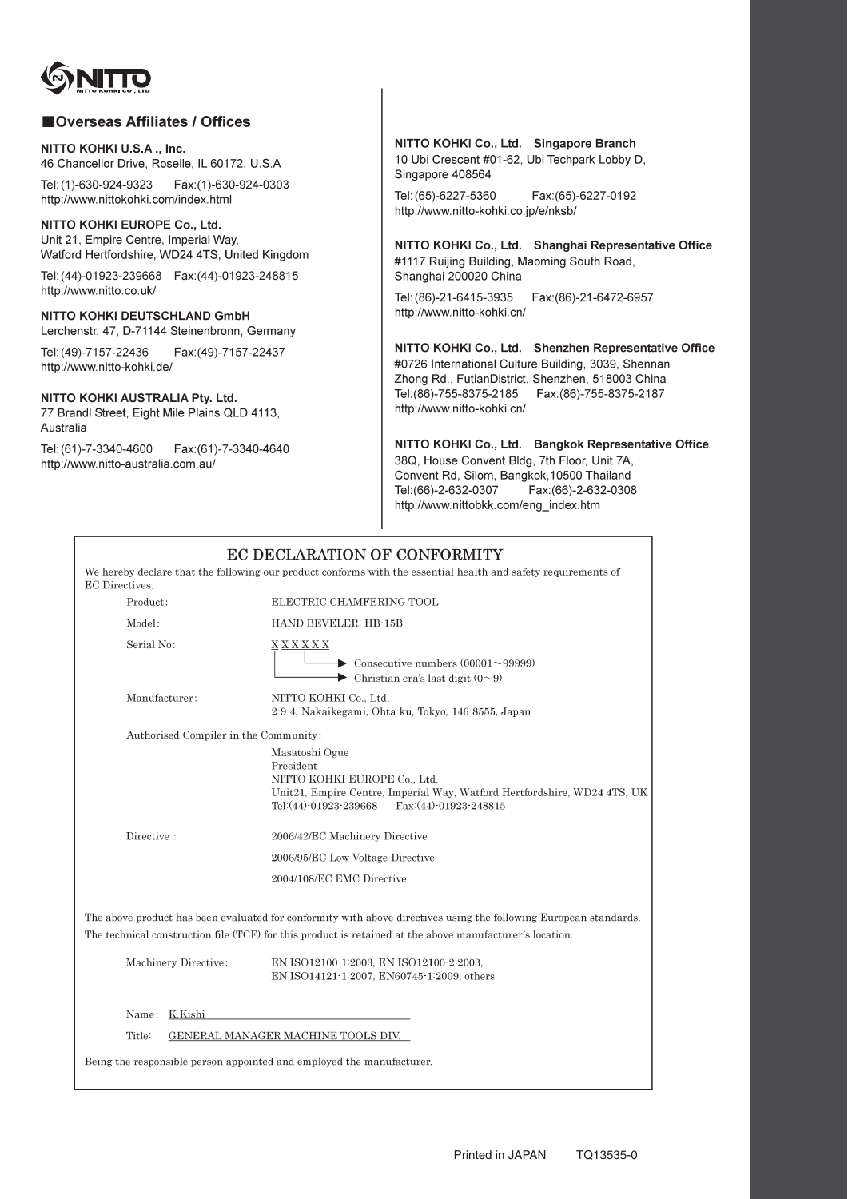■Overseas Affiliates / Offices

**NITTO KOHKI U.S.A ., Inc.**
46 Chancellor Drive, Roselle, IL 60172, U.S.A

Tel: (1)-630-924-9323　　Fax:(1)-630-924-0303
http://www.nittokohki.com/index.html

**NITTO KOHKI EUROPE Co., Ltd.**
Unit 21, Empire Centre, Imperial Way,
Watford Hertfordshire, WD24 4TS, United Kingdom

Tel: (44)-01923-239668　Fax:(44)-01923-248815
http://www.nitto.co.uk/

**NITTO KOHKI DEUTSCHLAND GmbH**
Lerchenstr. 47, D-71144 Steinenbronn, Germany

Tel: (49)-7157-22436　　Fax:(49)-7157-22437
http://www.nitto-kohki.de/

**NITTO KOHKI AUSTRALIA Pty. Ltd.**
77 Brandl Street, Eight Mile Plains QLD 4113,
Australia

Tel: (61)-7-3340-4600　　Fax:(61)-7-3340-4640
http://www.nitto-australia.com.au/

**NITTO KOHKI Co., Ltd.　Singapore Branch**
10 Ubi Crescent #01-62, Ubi Techpark Lobby D,
Singapore 408564

Tel: (65)-6227-5360　　　Fax:(65)-6227-0192
http://www.nitto-kohki.co.jp/e/nksb/

**NITTO KOHKI Co., Ltd.　Shanghai Representative Office**
#1117 Ruijing Building, Maoming South Road,
Shanghai 200020 China

Tel: (86)-21-6415-3935　　Fax:(86)-21-6472-6957
http://www.nitto-kohki.cn/

**NITTO KOHKI Co., Ltd.　Shenzhen Representative Office**
#0726 International Culture Building, 3039, Shennan
Zhong Rd., FutianDistrict, Shenzhen, 518003 China
Tel:(86)-755-8375-2185　　Fax:(86)-755-8375-2187
http://www.nitto-kohki.cn/

**NITTO KOHKI Co., Ltd.　Bangkok Representative Office**
38Q, House Convent Bldg, 7th Floor, Unit 7A,
Convent Rd, Silom, Bangkok,10500 Thailand
Tel:(66)-2-632-0307　　　Fax:(66)-2-632-0308
http://www.nittobkk.com/eng_index.htm

## EC DECLARATION OF CONFORMITY

We hereby declare that the following our product conforms with the essential health and safety requirements of EC Directives.

Product: ELECTRIC CHAMFERING TOOL

Model: HAND BEVELER: HB-15B

Serial No: X X X X X X
- Consecutive numbers (00001～99999)
- Christian era's last digit (0～9)

Manufacturer: NITTO KOHKI Co., Ltd.
2-9-4, Nakaikegami, Ohta-ku, Tokyo, 146-8555, Japan

Authorised Compiler in the Community:
Masatoshi Ogue
President
NITTO KOHKI EUROPE Co., Ltd.
Unit21, Empire Centre, Imperial Way, Watford Hertfordshire, WD24 4TS, UK
Tel:(44)-01923-239668　　Fax:(44)-01923-248815

Directive:
2006/42/EC Machinery Directive
2006/95/EC Low Voltage Directive
2004/108/EC EMC Directive

The above product has been evaluated for conformity with above directives using the following European standards.
The technical construction file (TCF) for this product is retained at the above manufacturer's location.

Machinery Directive: EN ISO12100-1:2003, EN ISO12100-2:2003,
EN ISO14121-1:2007, EN60745-1:2009, others

Name: K.Kishi

Title: GENERAL MANAGER MACHINE TOOLS DIV.

Being the responsible person appointed and employed the manufacturer.

Printed in JAPAN　　TQ13535-0